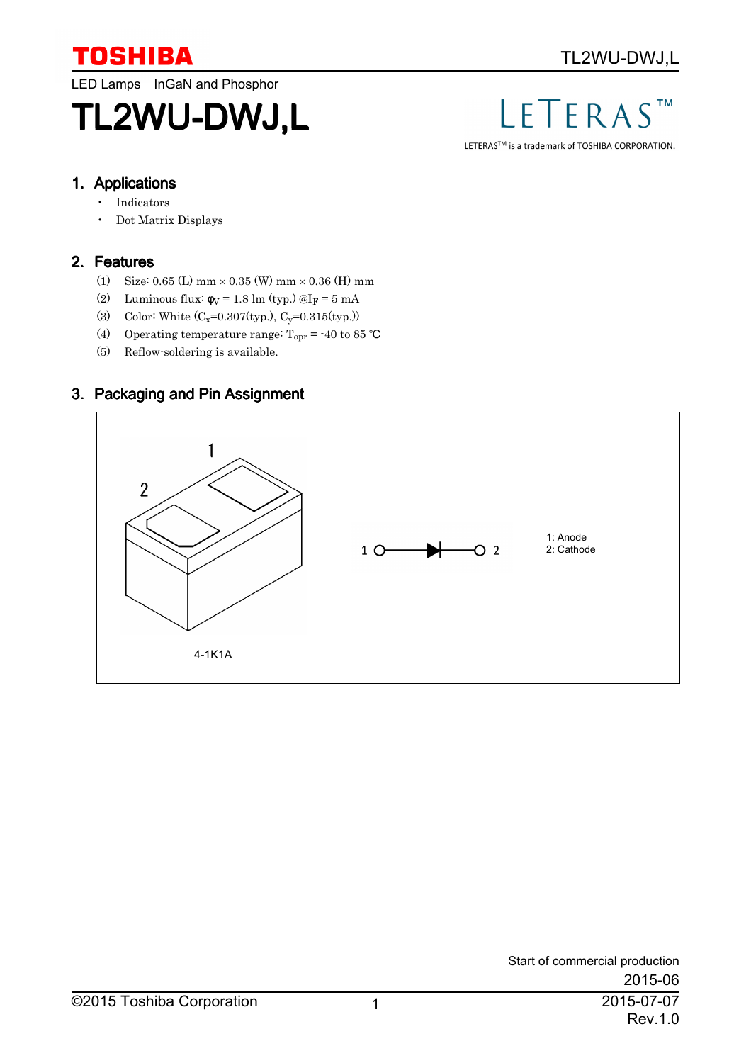**TOSHIBA**

LED Lamps　InGaN and Phosphor

# TL2WU-DWJ,L

LETERAS™

LETERAS™ is a trademark of TOSHIBA CORPORATION.

## 1. Applications

- Indicators
- Dot Matrix Displays

## 2. Features

(1) Size: 0.65 (L) mm × 0.35 (W) mm × 0.36 (H) mm

(2) Luminous flux: $\phi_V$ = 1.8 lm (typ.) @$I_F$ = 5 mA

(3) Color: White ($C_x$=0.307(typ.), $C_y$=0.315(typ.))

(4) Operating temperature range: $T_{opr}$ = -40 to 85 °C

(5) Reflow-soldering is available.

## 3. Packaging and Pin Assignment

4-1K1A

1: Anode
2: Cathode

Start of commercial production
2015-06

©2015 Toshiba Corporation

2015-07-07
Rev.1.0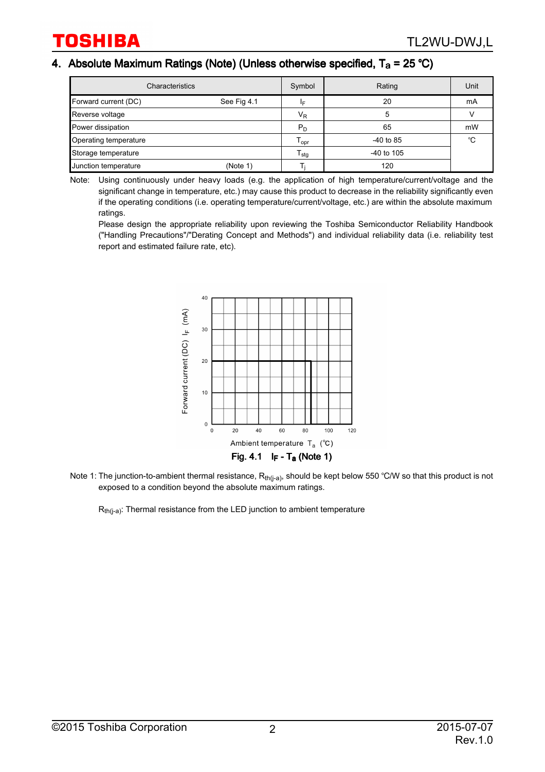## 4. Absolute Maximum Ratings (Note) (Unless otherwise specified, $T_a$ = 25 °C)

| Characteristics | | Symbol | Rating | Unit |
|---|---|---|---|---|
| Forward current (DC) | See Fig 4.1 | $I_F$ | 20 | mA |
| Reverse voltage | | $V_R$ | 5 | V |
| Power dissipation | | $P_D$ | 65 | mW |
| Operating temperature | | $T_{opr}$ | -40 to 85 | °C |
| Storage temperature | | $T_{stg}$ | -40 to 105 | |
| Junction temperature | (Note 1) | $T_j$ | 120 | |

Note: Using continuously under heavy loads (e.g. the application of high temperature/current/voltage and the significant change in temperature, etc.) may cause this product to decrease in the reliability significantly even if the operating conditions (i.e. operating temperature/current/voltage, etc.) are within the absolute maximum ratings.
Please design the appropriate reliability upon reviewing the Toshiba Semiconductor Reliability Handbook ("Handling Precautions"/"Derating Concept and Methods") and individual reliability data (i.e. reliability test report and estimated failure rate, etc).

Fig. 4.1 $I_F$ - $T_a$ (Note 1)

Note 1: The junction-to-ambient thermal resistance, $R_{th(j-a)}$, should be kept below 550 °C/W so that this product is not exposed to a condition beyond the absolute maximum ratings.

$R_{th(j-a)}$: Thermal resistance from the LED junction to ambient temperature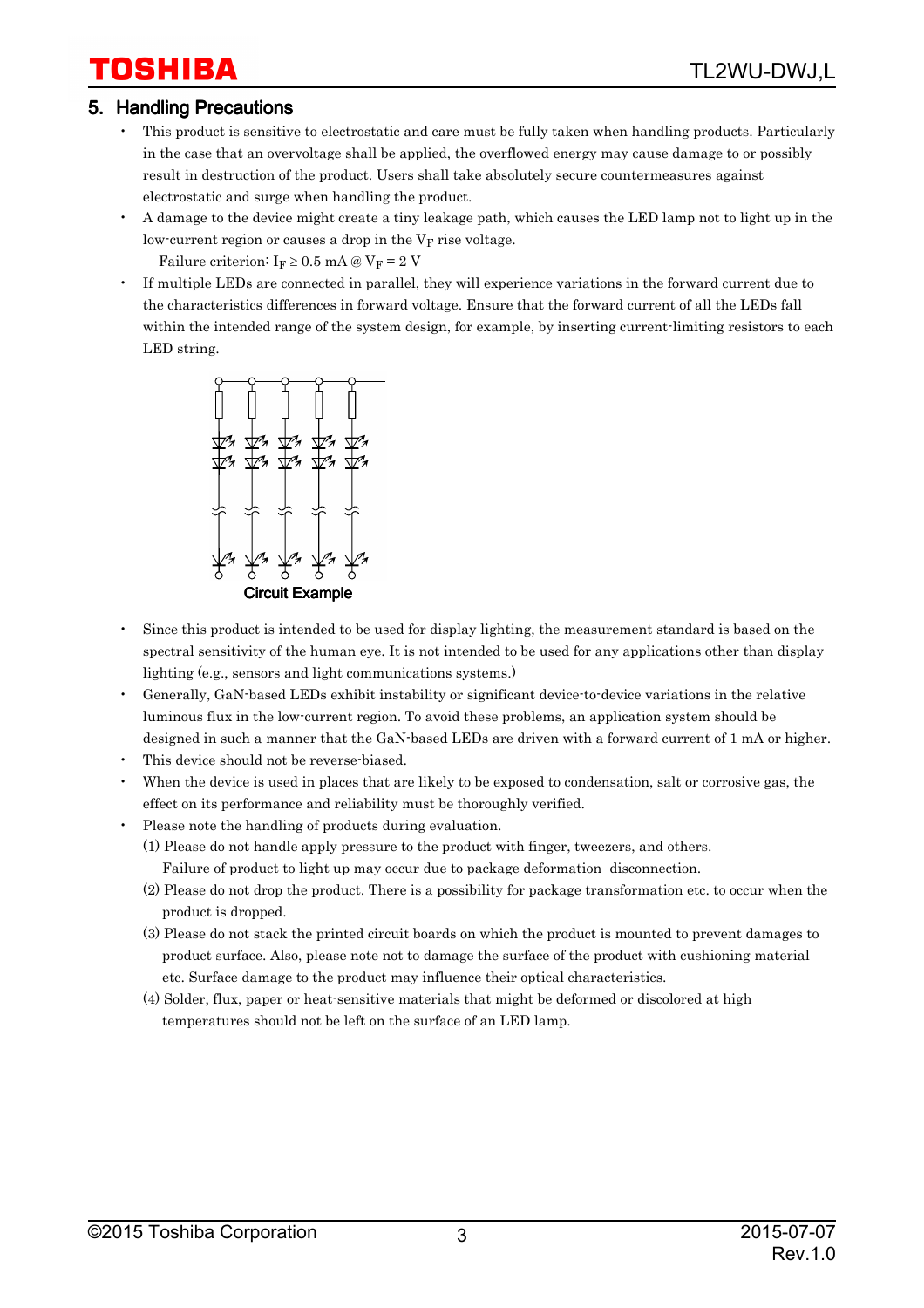## 5. Handling Precautions

- This product is sensitive to electrostatic and care must be fully taken when handling products. Particularly in the case that an overvoltage shall be applied, the overflowed energy may cause damage to or possibly result in destruction of the product. Users shall take absolutely secure countermeasures against electrostatic and surge when handling the product.
- A damage to the device might create a tiny leakage path, which causes the LED lamp not to light up in the low-current region or causes a drop in the $V_F$ rise voltage.
  Failure criterion: $I_F \geq 0.5$ mA @ $V_F = 2$ V
- If multiple LEDs are connected in parallel, they will experience variations in the forward current due to the characteristics differences in forward voltage. Ensure that the forward current of all the LEDs fall within the intended range of the system design, for example, by inserting current-limiting resistors to each LED string.

**Circuit Example**

- Since this product is intended to be used for display lighting, the measurement standard is based on the spectral sensitivity of the human eye. It is not intended to be used for any applications other than display lighting (e.g., sensors and light communications systems.)
- Generally, GaN-based LEDs exhibit instability or significant device-to-device variations in the relative luminous flux in the low-current region. To avoid these problems, an application system should be designed in such a manner that the GaN-based LEDs are driven with a forward current of 1 mA or higher.
- This device should not be reverse-biased.
- When the device is used in places that are likely to be exposed to condensation, salt or corrosive gas, the effect on its performance and reliability must be thoroughly verified.
- Please note the handling of products during evaluation.
  (1) Please do not handle apply pressure to the product with finger, tweezers, and others.
  Failure of product to light up may occur due to package deformation disconnection.
  (2) Please do not drop the product. There is a possibility for package transformation etc. to occur when the product is dropped.
  (3) Please do not stack the printed circuit boards on which the product is mounted to prevent damages to product surface. Also, please note not to damage the surface of the product with cushioning material etc. Surface damage to the product may influence their optical characteristics.
  (4) Solder, flux, paper or heat-sensitive materials that might be deformed or discolored at high temperatures should not be left on the surface of an LED lamp.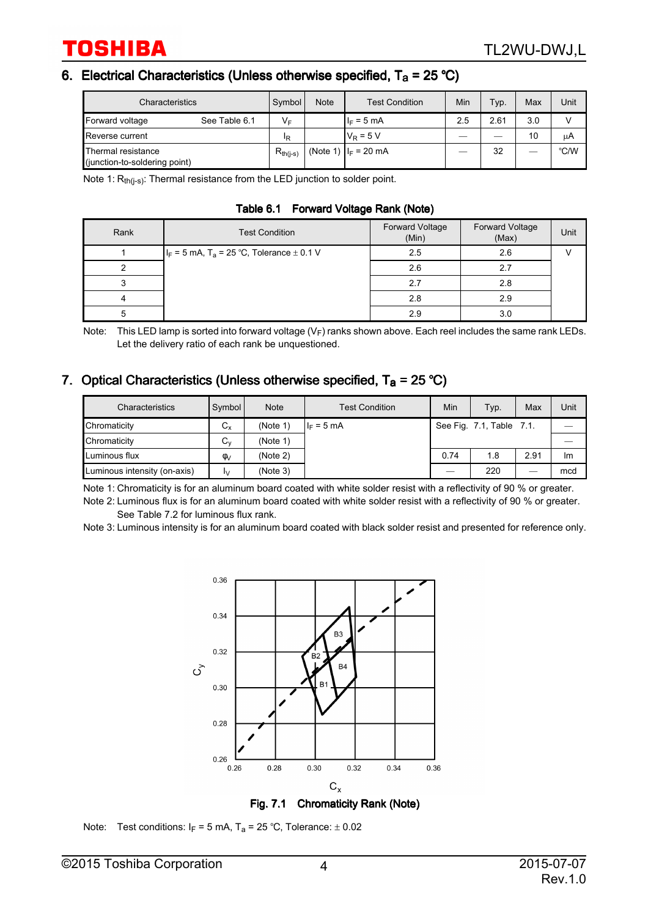## 6. Electrical Characteristics (Unless otherwise specified, $T_a$ = 25 °C)

| Characteristics | Symbol | Note | Test Condition | Min | Typ. | Max | Unit |
|---|---|---|---|---|---|---|---|
| Forward voltage See Table 6.1 | $V_F$ | | $I_F$ = 5 mA | 2.5 | 2.61 | 3.0 | V |
| Reverse current | $I_R$ | | $V_R$ = 5 V | — | — | 10 | μA |
| Thermal resistance (junction-to-soldering point) | $R_{th(j-s)}$ | (Note 1) | $I_F$ = 20 mA | — | 32 | — | °C/W |

Note 1: $R_{th(j-s)}$: Thermal resistance from the LED junction to solder point.

**Table 6.1 Forward Voltage Rank (Note)**

| Rank | Test Condition | Forward Voltage (Min) | Forward Voltage (Max) | Unit |
|---|---|---|---|---|
| 1 | $I_F$ = 5 mA, $T_a$ = 25 °C, Tolerance ± 0.1 V | 2.5 | 2.6 | V |
| 2 | | 2.6 | 2.7 | |
| 3 | | 2.7 | 2.8 | |
| 4 | | 2.8 | 2.9 | |
| 5 | | 2.9 | 3.0 | |

Note: This LED lamp is sorted into forward voltage ($V_F$) ranks shown above. Each reel includes the same rank LEDs. Let the delivery ratio of each rank be unquestioned.

## 7. Optical Characteristics (Unless otherwise specified, $T_a$ = 25 °C)

| Characteristics | Symbol | Note | Test Condition | Min | Typ. | Max | Unit |
|---|---|---|---|---|---|---|---|
| Chromaticity | $C_x$ | (Note 1) | $I_F$ = 5 mA | See Fig. 7.1, Table 7.1. | | | — |
| Chromaticity | $C_y$ | (Note 1) | | | | | — |
| Luminous flux | $\phi_V$ | (Note 2) | | 0.74 | 1.8 | 2.91 | lm |
| Luminous intensity (on-axis) | $I_V$ | (Note 3) | | — | 220 | — | mcd |

Note 1: Chromaticity is for an aluminum board coated with white solder resist with a reflectivity of 90 % or greater.

Note 2: Luminous flux is for an aluminum board coated with white solder resist with a reflectivity of 90 % or greater. See Table 7.2 for luminous flux rank.

Note 3: Luminous intensity is for an aluminum board coated with black solder resist and presented for reference only.

**Fig. 7.1 Chromaticity Rank (Note)**

Note: Test conditions: $I_F$ = 5 mA, $T_a$ = 25 °C, Tolerance: ± 0.02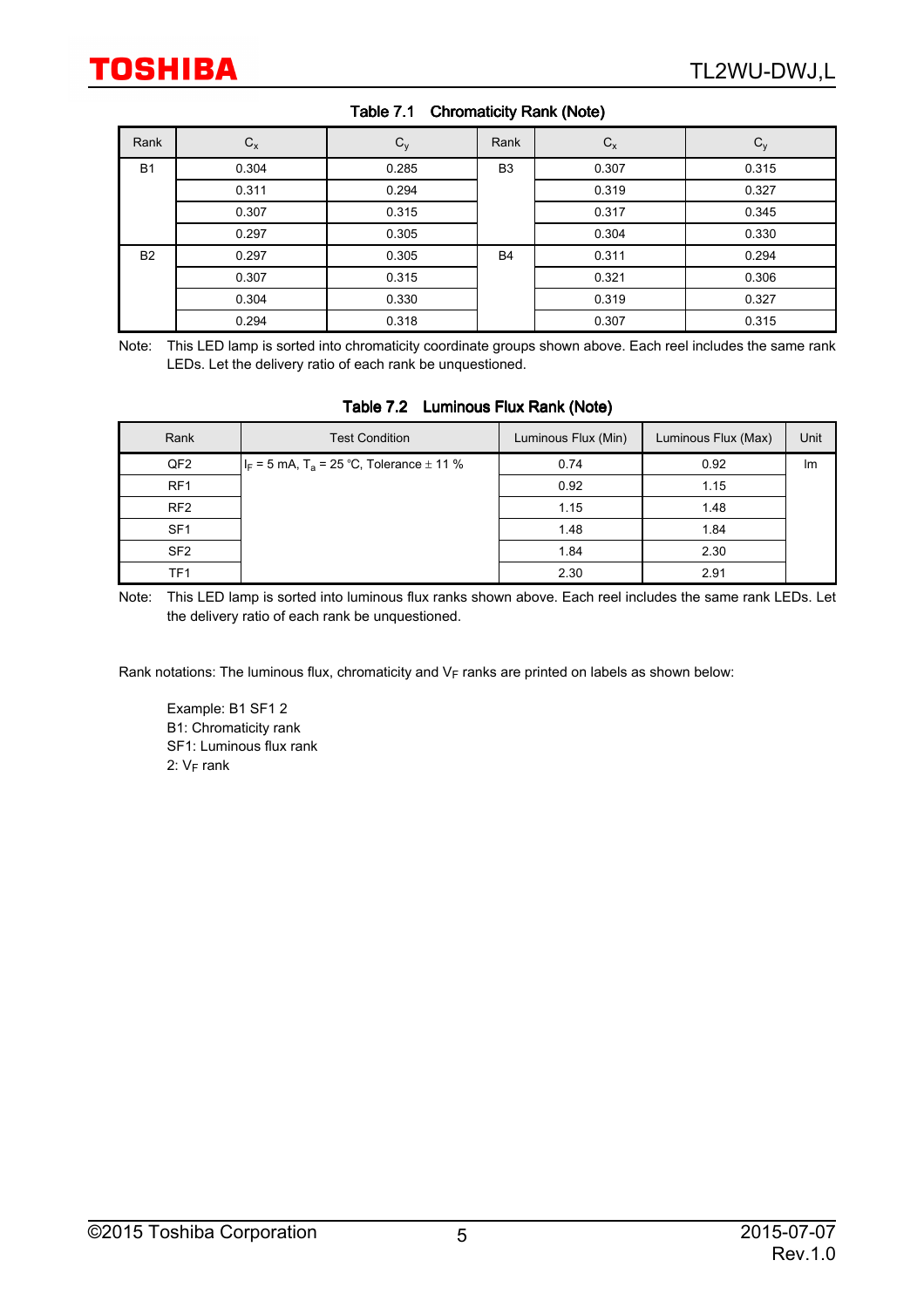### Table 7.1 Chromaticity Rank (Note)

| Rank | $C_x$ | $C_y$ | Rank | $C_x$ | $C_y$ |
|---|---|---|---|---|---|
| B1 | 0.304 | 0.285 | B3 | 0.307 | 0.315 |
| | 0.311 | 0.294 | | 0.319 | 0.327 |
| | 0.307 | 0.315 | | 0.317 | 0.345 |
| | 0.297 | 0.305 | | 0.304 | 0.330 |
| B2 | 0.297 | 0.305 | B4 | 0.311 | 0.294 |
| | 0.307 | 0.315 | | 0.321 | 0.306 |
| | 0.304 | 0.330 | | 0.319 | 0.327 |
| | 0.294 | 0.318 | | 0.307 | 0.315 |

Note: This LED lamp is sorted into chromaticity coordinate groups shown above. Each reel includes the same rank LEDs. Let the delivery ratio of each rank be unquestioned.

### Table 7.2 Luminous Flux Rank (Note)

| Rank | Test Condition | Luminous Flux (Min) | Luminous Flux (Max) | Unit |
|---|---|---|---|---|
| QF2 | $I_F$ = 5 mA, $T_a$ = 25 °C, Tolerance ± 11 % | 0.74 | 0.92 | lm |
| RF1 | | 0.92 | 1.15 | |
| RF2 | | 1.15 | 1.48 | |
| SF1 | | 1.48 | 1.84 | |
| SF2 | | 1.84 | 2.30 | |
| TF1 | | 2.30 | 2.91 | |

Note: This LED lamp is sorted into luminous flux ranks shown above. Each reel includes the same rank LEDs. Let the delivery ratio of each rank be unquestioned.

Rank notations: The luminous flux, chromaticity and $V_F$ ranks are printed on labels as shown below:

Example: B1 SF1 2
B1: Chromaticity rank
SF1: Luminous flux rank
2: $V_F$ rank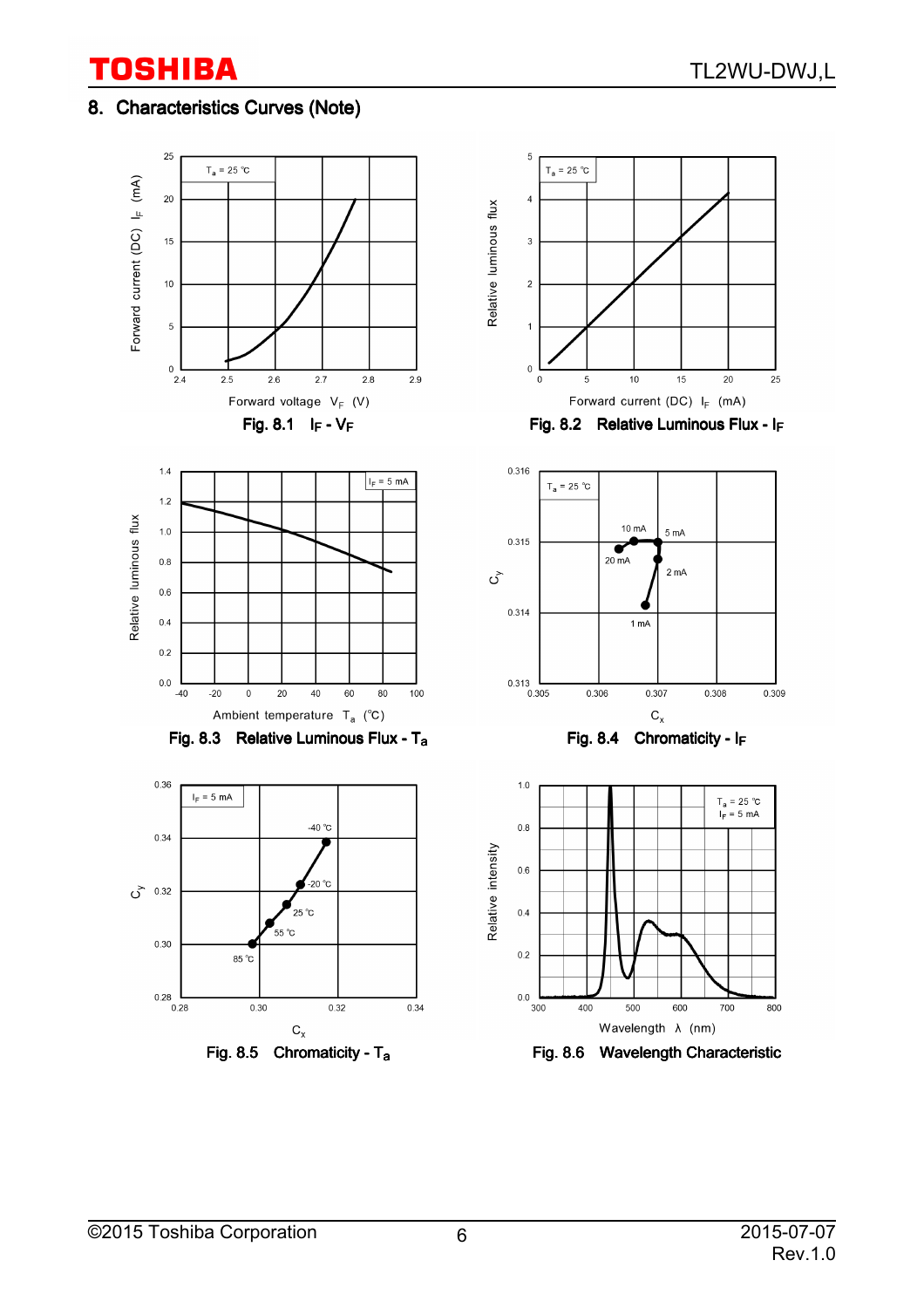## 8. Characteristics Curves (Note)

Fig. 8.1 $I_F$ - $V_F$

Fig. 8.2 Relative Luminous Flux - $I_F$

Fig. 8.3 Relative Luminous Flux - $T_a$

Fig. 8.4 Chromaticity - $I_F$

Fig. 8.5 Chromaticity - $T_a$

Fig. 8.6 Wavelength Characteristic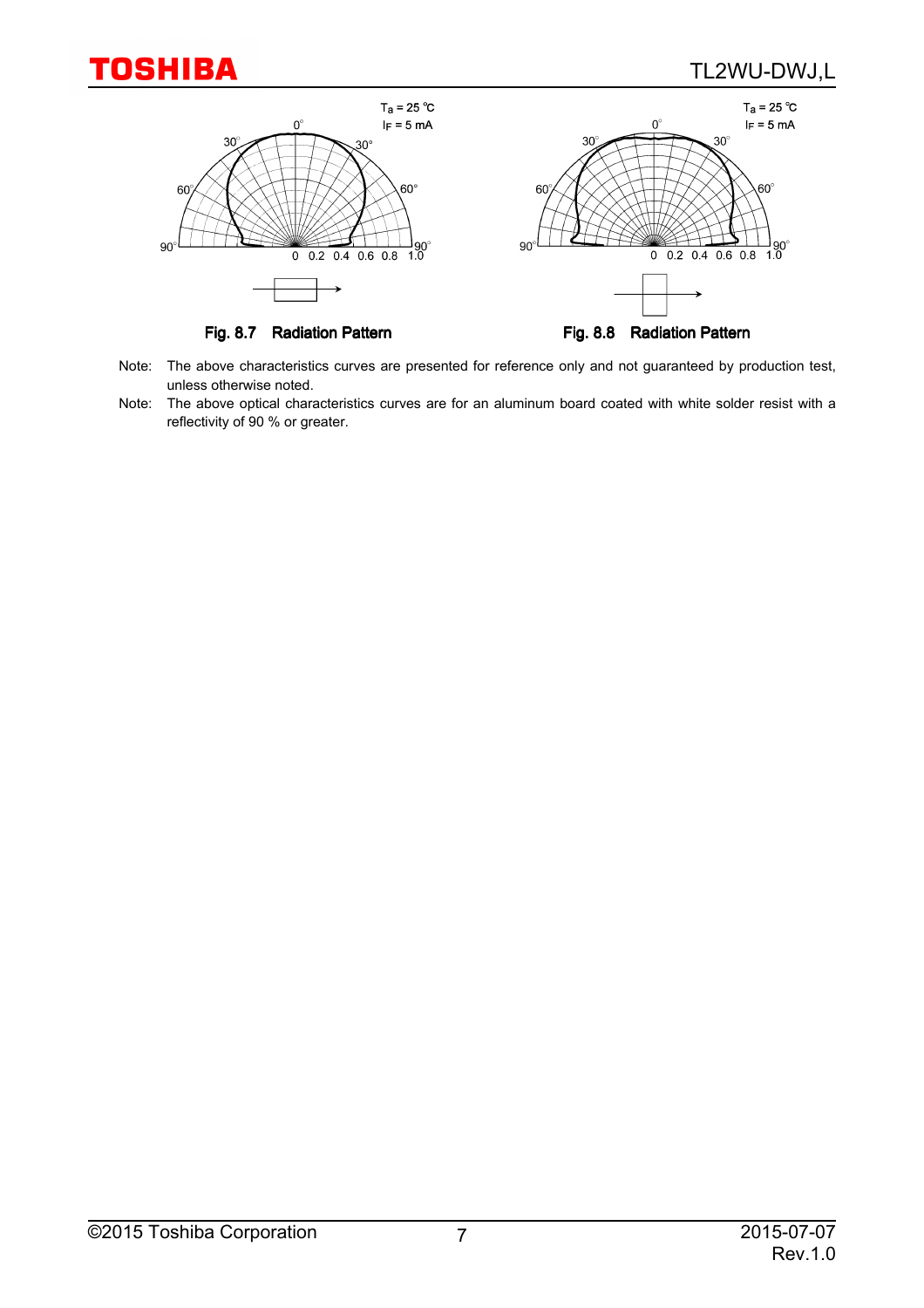Fig. 8.7 Radiation Pattern

Fig. 8.8 Radiation Pattern

Note: The above characteristics curves are presented for reference only and not guaranteed by production test, unless otherwise noted.

Note: The above optical characteristics curves are for an aluminum board coated with white solder resist with a reflectivity of 90 % or greater.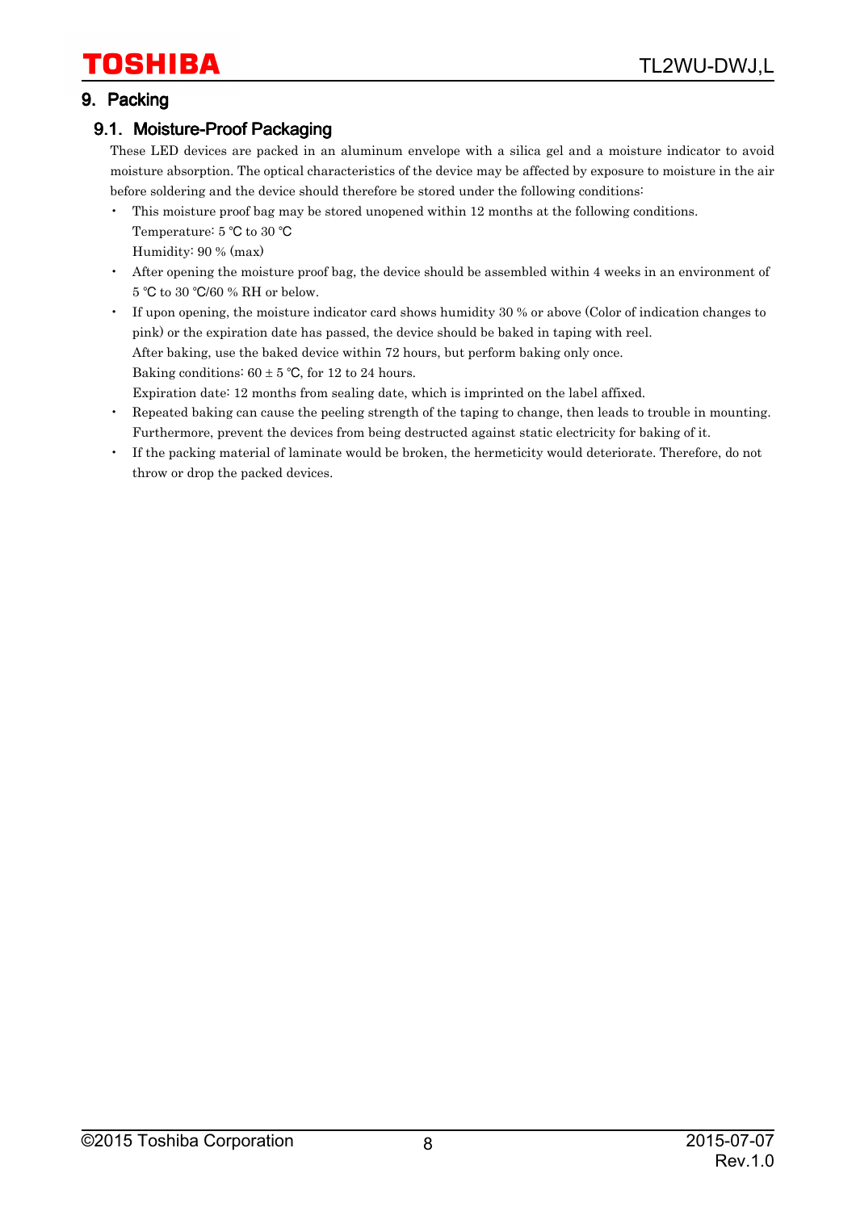## 9. Packing

### 9.1. Moisture-Proof Packaging

These LED devices are packed in an aluminum envelope with a silica gel and a moisture indicator to avoid moisture absorption. The optical characteristics of the device may be affected by exposure to moisture in the air before soldering and the device should therefore be stored under the following conditions:

- This moisture proof bag may be stored unopened within 12 months at the following conditions.
  Temperature: 5 ℃ to 30 ℃
  Humidity: 90 % (max)
- After opening the moisture proof bag, the device should be assembled within 4 weeks in an environment of 5 ℃ to 30 ℃/60 % RH or below.
- If upon opening, the moisture indicator card shows humidity 30 % or above (Color of indication changes to pink) or the expiration date has passed, the device should be baked in taping with reel.
  After baking, use the baked device within 72 hours, but perform baking only once.
  Baking conditions: 60 ± 5 ℃, for 12 to 24 hours.
  Expiration date: 12 months from sealing date, which is imprinted on the label affixed.
- Repeated baking can cause the peeling strength of the taping to change, then leads to trouble in mounting. Furthermore, prevent the devices from being destructed against static electricity for baking of it.
- If the packing material of laminate would be broken, the hermeticity would deteriorate. Therefore, do not throw or drop the packed devices.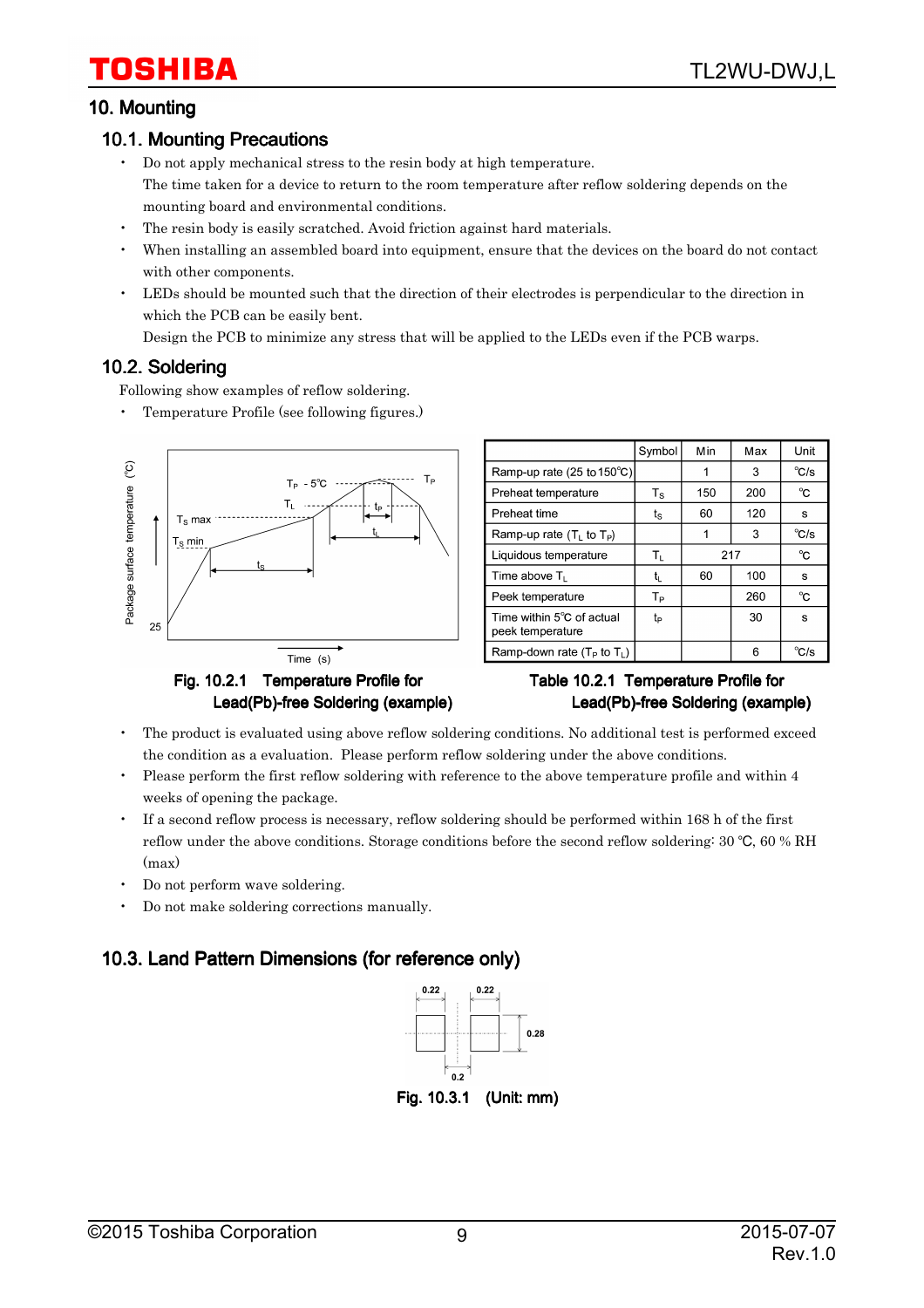## 10. Mounting

### 10.1. Mounting Precautions

- Do not apply mechanical stress to the resin body at high temperature.
  The time taken for a device to return to the room temperature after reflow soldering depends on the mounting board and environmental conditions.
- The resin body is easily scratched. Avoid friction against hard materials.
- When installing an assembled board into equipment, ensure that the devices on the board do not contact with other components.
- LEDs should be mounted such that the direction of their electrodes is perpendicular to the direction in which the PCB can be easily bent.
  Design the PCB to minimize any stress that will be applied to the LEDs even if the PCB warps.

### 10.2. Soldering

Following show examples of reflow soldering.

- Temperature Profile (see following figures.)

Fig. 10.2.1 Temperature Profile for Lead(Pb)-free Soldering (example)

| | Symbol | Min | Max | Unit |
|---|---|---|---|---|
| Ramp-up rate (25 to 150°C) | | 1 | 3 | °C/s |
| Preheat temperature | $T_S$ | 150 | 200 | °C |
| Preheat time | $t_S$ | 60 | 120 | s |
| Ramp-up rate ($T_L$ to $T_P$) | | 1 | 3 | °C/s |
| Liquidous temperature | $T_L$ | 217 | | °C |
| Time above $T_L$ | $t_L$ | 60 | 100 | s |
| Peek temperature | $T_P$ | | 260 | °C |
| Time within 5°C of actual peek temperature | $t_P$ | | 30 | s |
| Ramp-down rate ($T_P$ to $T_L$) | | | 6 | °C/s |

Table 10.2.1 Temperature Profile for Lead(Pb)-free Soldering (example)

- The product is evaluated using above reflow soldering conditions. No additional test is performed exceed the condition as a evaluation. Please perform reflow soldering under the above conditions.
- Please perform the first reflow soldering with reference to the above temperature profile and within 4 weeks of opening the package.
- If a second reflow process is necessary, reflow soldering should be performed within 168 h of the first reflow under the above conditions. Storage conditions before the second reflow soldering: 30 °C, 60 % RH (max)
- Do not perform wave soldering.
- Do not make soldering corrections manually.

### 10.3. Land Pattern Dimensions (for reference only)

Fig. 10.3.1 (Unit: mm)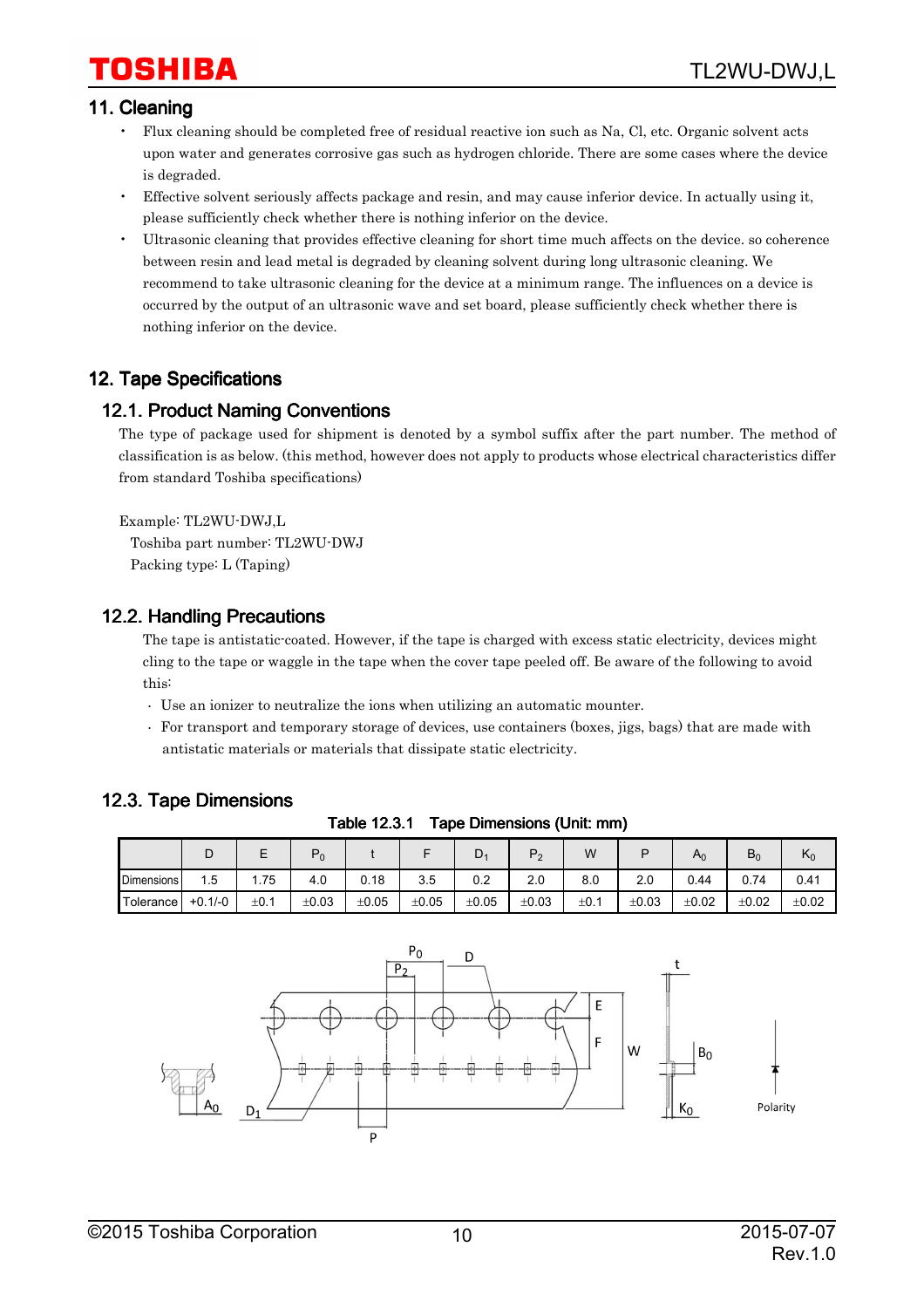## 11. Cleaning

- Flux cleaning should be completed free of residual reactive ion such as Na, Cl, etc. Organic solvent acts upon water and generates corrosive gas such as hydrogen chloride. There are some cases where the device is degraded.
- Effective solvent seriously affects package and resin, and may cause inferior device. In actually using it, please sufficiently check whether there is nothing inferior on the device.
- Ultrasonic cleaning that provides effective cleaning for short time much affects on the device. so coherence between resin and lead metal is degraded by cleaning solvent during long ultrasonic cleaning. We recommend to take ultrasonic cleaning for the device at a minimum range. The influences on a device is occurred by the output of an ultrasonic wave and set board, please sufficiently check whether there is nothing inferior on the device.

## 12. Tape Specifications

### 12.1. Product Naming Conventions

The type of package used for shipment is denoted by a symbol suffix after the part number. The method of classification is as below. (this method, however does not apply to products whose electrical characteristics differ from standard Toshiba specifications)

Example: TL2WU-DWJ,L
 Toshiba part number: TL2WU-DWJ
 Packing type: L (Taping)

### 12.2. Handling Precautions

The tape is antistatic-coated. However, if the tape is charged with excess static electricity, devices might cling to the tape or waggle in the tape when the cover tape peeled off. Be aware of the following to avoid this:

- Use an ionizer to neutralize the ions when utilizing an automatic mounter.
- For transport and temporary storage of devices, use containers (boxes, jigs, bags) that are made with antistatic materials or materials that dissipate static electricity.

### 12.3. Tape Dimensions

**Table 12.3.1 Tape Dimensions (Unit: mm)**

| | D | E | $P_0$ | t | F | $D_1$ | $P_2$ | W | P | $A_0$ | $B_0$ | $K_0$ |
|---|---|---|---|---|---|---|---|---|---|---|---|---|
| Dimensions | 1.5 | 1.75 | 4.0 | 0.18 | 3.5 | 0.2 | 2.0 | 8.0 | 2.0 | 0.44 | 0.74 | 0.41 |
| Tolerance | +0.1/-0 | ±0.1 | ±0.03 | ±0.05 | ±0.05 | ±0.05 | ±0.03 | ±0.1 | ±0.03 | ±0.02 | ±0.02 | ±0.02 |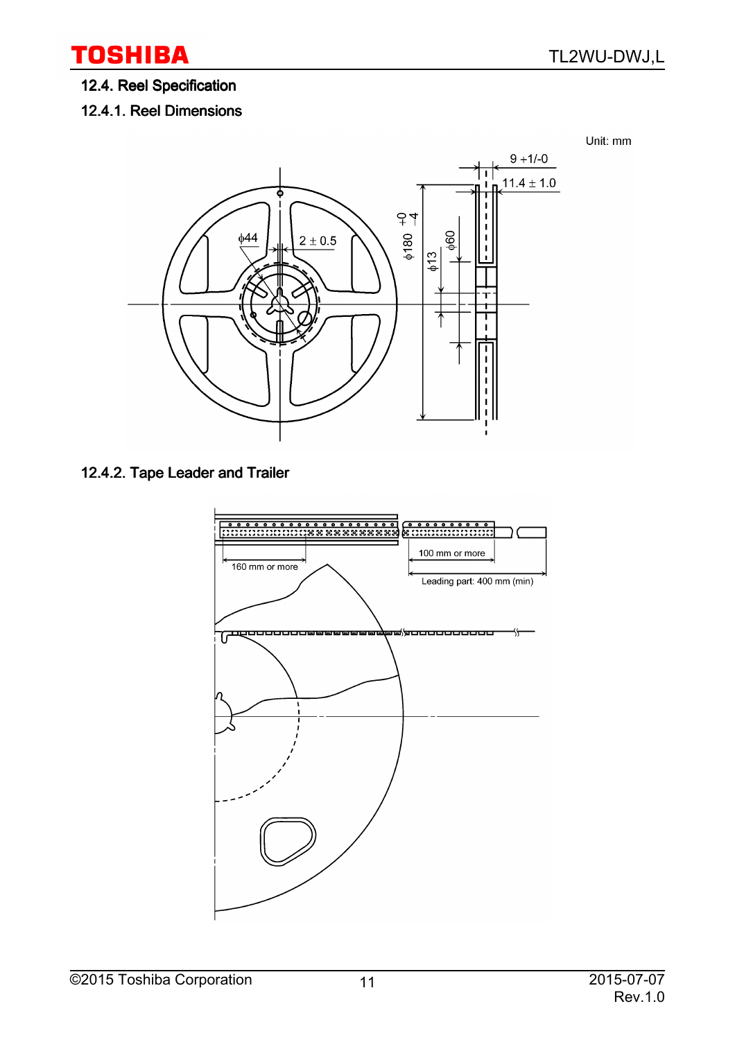### 12.4. Reel Specification

#### 12.4.1. Reel Dimensions

Unit: mm

φ44

2 ± 0.5

φ180 +0/-4

φ13

φ60

9 +1/-0

11.4 ± 1.0

#### 12.4.2. Tape Leader and Trailer

160 mm or more

100 mm or more

Leading part: 400 mm (min)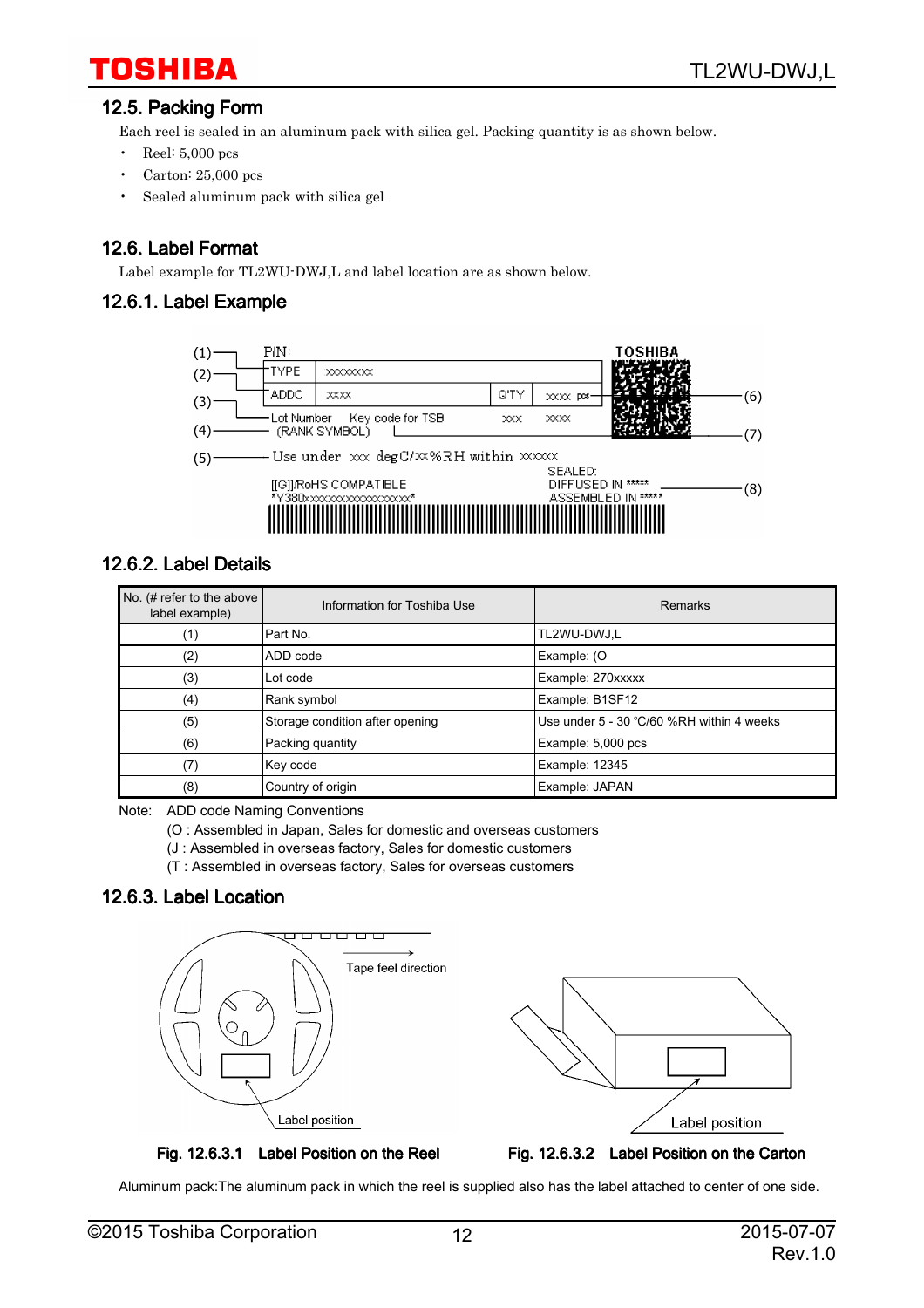## 12.5. Packing Form

Each reel is sealed in an aluminum pack with silica gel. Packing quantity is as shown below.

- Reel: 5,000 pcs
- Carton: 25,000 pcs
- Sealed aluminum pack with silica gel

## 12.6. Label Format

Label example for TL2WU-DWJ,L and label location are as shown below.

### 12.6.1. Label Example

### 12.6.2. Label Details

| No. (# refer to the above label example) | Information for Toshiba Use | Remarks |
|---|---|---|
| (1) | Part No. | TL2WU-DWJ,L |
| (2) | ADD code | Example: (O |
| (3) | Lot code | Example: 270xxxxx |
| (4) | Rank symbol | Example: B1SF12 |
| (5) | Storage condition after opening | Use under 5 - 30 °C/60 %RH within 4 weeks |
| (6) | Packing quantity | Example: 5,000 pcs |
| (7) | Key code | Example: 12345 |
| (8) | Country of origin | Example: JAPAN |

Note: ADD code Naming Conventions

(O : Assembled in Japan, Sales for domestic and overseas customers

(J : Assembled in overseas factory, Sales for domestic customers

(T : Assembled in overseas factory, Sales for overseas customers

### 12.6.3. Label Location

Fig. 12.6.3.1 Label Position on the Reel

Fig. 12.6.3.2 Label Position on the Carton

Aluminum pack:The aluminum pack in which the reel is supplied also has the label attached to center of one side.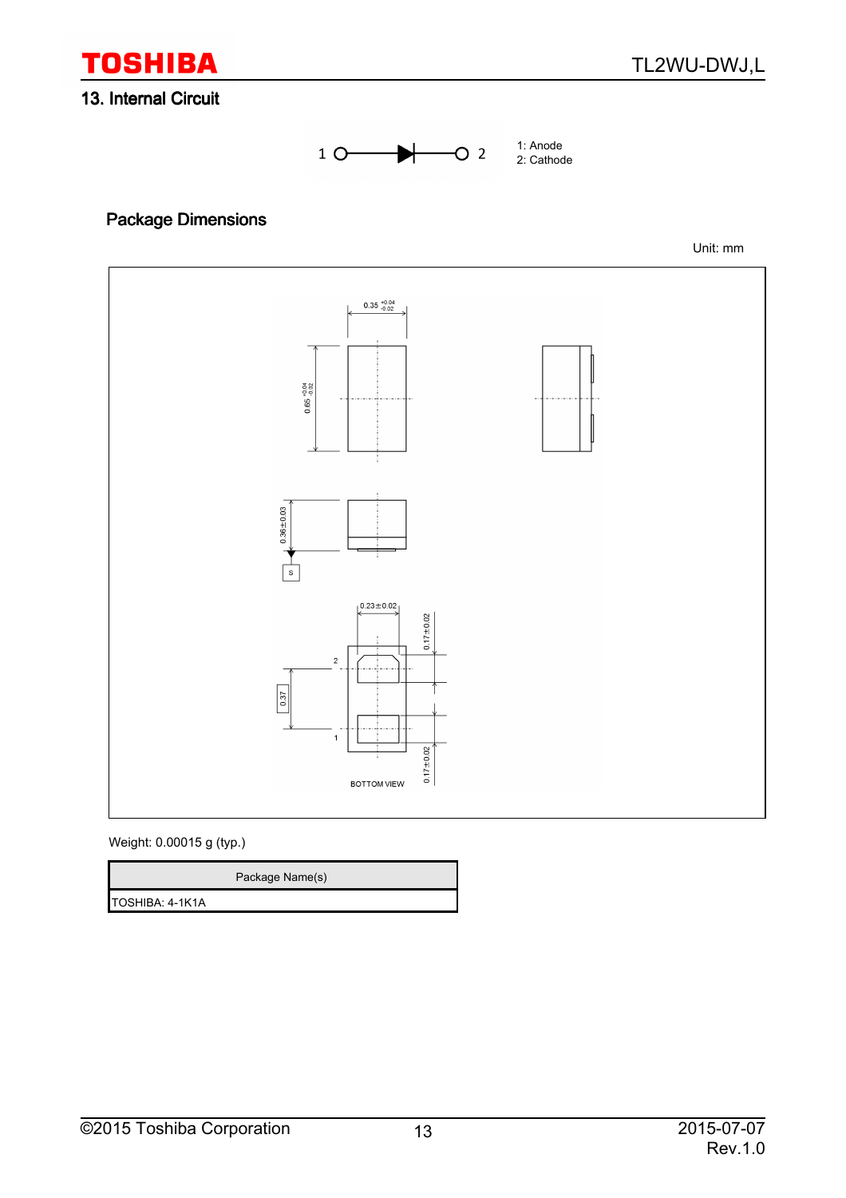## 13. Internal Circuit

1: Anode
2: Cathode

### Package Dimensions

Unit: mm

Weight: 0.00015 g (typ.)

| Package Name(s) |
| --- |
| TOSHIBA: 4-1K1A |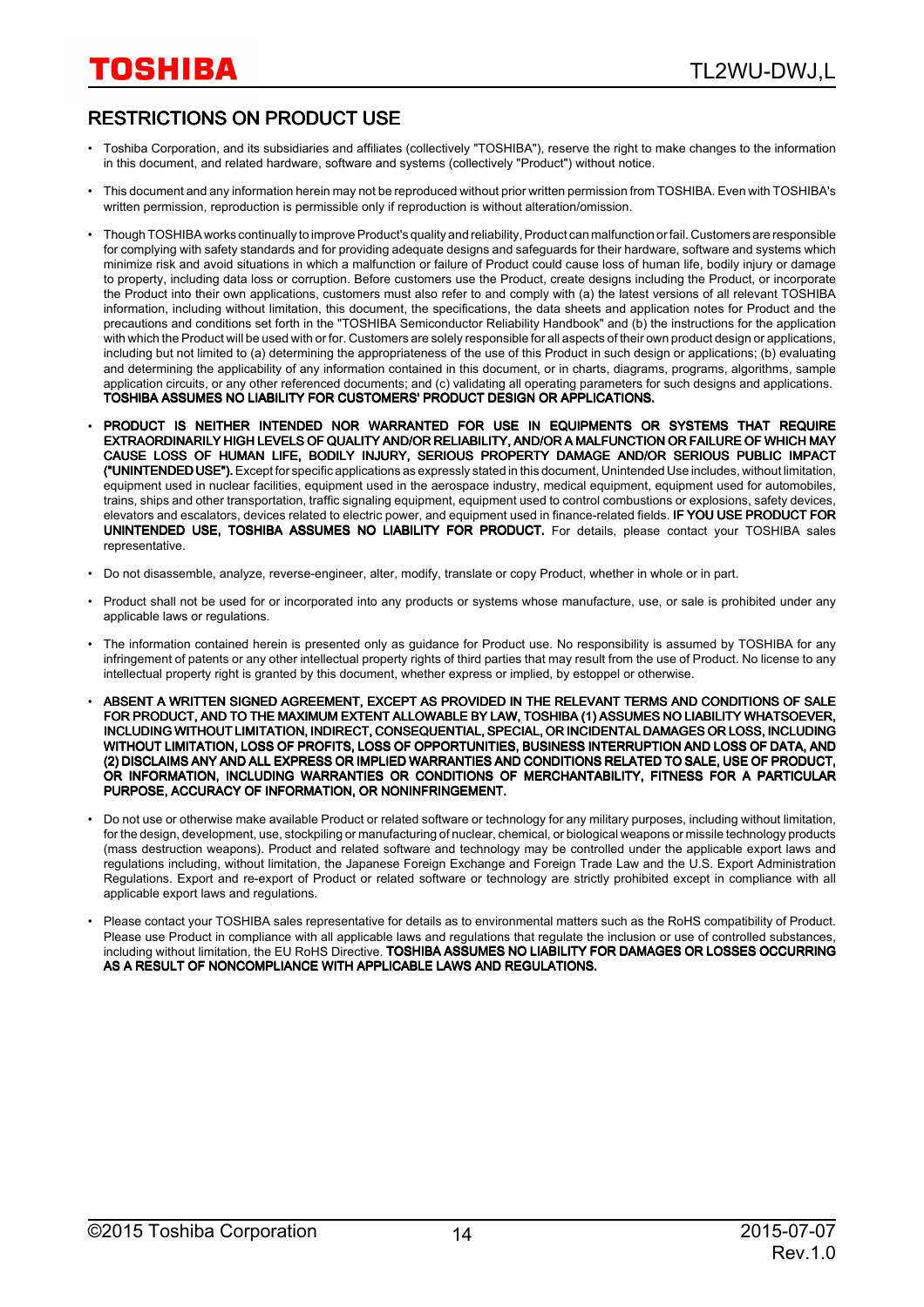## RESTRICTIONS ON PRODUCT USE

- Toshiba Corporation, and its subsidiaries and affiliates (collectively "TOSHIBA"), reserve the right to make changes to the information in this document, and related hardware, software and systems (collectively "Product") without notice.
- This document and any information herein may not be reproduced without prior written permission from TOSHIBA. Even with TOSHIBA's written permission, reproduction is permissible only if reproduction is without alteration/omission.
- Though TOSHIBA works continually to improve Product's quality and reliability, Product can malfunction or fail. Customers are responsible for complying with safety standards and for providing adequate designs and safeguards for their hardware, software and systems which minimize risk and avoid situations in which a malfunction or failure of Product could cause loss of human life, bodily injury or damage to property, including data loss or corruption. Before customers use the Product, create designs including the Product, or incorporate the Product into their own applications, customers must also refer to and comply with (a) the latest versions of all relevant TOSHIBA information, including without limitation, this document, the specifications, the data sheets and application notes for Product and the precautions and conditions set forth in the "TOSHIBA Semiconductor Reliability Handbook" and (b) the instructions for the application with which the Product will be used with or for. Customers are solely responsible for all aspects of their own product design or applications, including but not limited to (a) determining the appropriateness of the use of this Product in such design or applications; (b) evaluating and determining the applicability of any information contained in this document, or in charts, diagrams, programs, algorithms, sample application circuits, or any other referenced documents; and (c) validating all operating parameters for such designs and applications. **TOSHIBA ASSUMES NO LIABILITY FOR CUSTOMERS' PRODUCT DESIGN OR APPLICATIONS.**
- **PRODUCT IS NEITHER INTENDED NOR WARRANTED FOR USE IN EQUIPMENTS OR SYSTEMS THAT REQUIRE EXTRAORDINARILY HIGH LEVELS OF QUALITY AND/OR RELIABILITY, AND/OR A MALFUNCTION OR FAILURE OF WHICH MAY CAUSE LOSS OF HUMAN LIFE, BODILY INJURY, SERIOUS PROPERTY DAMAGE AND/OR SERIOUS PUBLIC IMPACT ("UNINTENDED USE").** Except for specific applications as expressly stated in this document, Unintended Use includes, without limitation, equipment used in nuclear facilities, equipment used in the aerospace industry, medical equipment, equipment used for automobiles, trains, ships and other transportation, traffic signaling equipment, equipment used to control combustions or explosions, safety devices, elevators and escalators, devices related to electric power, and equipment used in finance-related fields. **IF YOU USE PRODUCT FOR UNINTENDED USE, TOSHIBA ASSUMES NO LIABILITY FOR PRODUCT.** For details, please contact your TOSHIBA sales representative.
- Do not disassemble, analyze, reverse-engineer, alter, modify, translate or copy Product, whether in whole or in part.
- Product shall not be used for or incorporated into any products or systems whose manufacture, use, or sale is prohibited under any applicable laws or regulations.
- The information contained herein is presented only as guidance for Product use. No responsibility is assumed by TOSHIBA for any infringement of patents or any other intellectual property rights of third parties that may result from the use of Product. No license to any intellectual property right is granted by this document, whether express or implied, by estoppel or otherwise.
- **ABSENT A WRITTEN SIGNED AGREEMENT, EXCEPT AS PROVIDED IN THE RELEVANT TERMS AND CONDITIONS OF SALE FOR PRODUCT, AND TO THE MAXIMUM EXTENT ALLOWABLE BY LAW, TOSHIBA (1) ASSUMES NO LIABILITY WHATSOEVER, INCLUDING WITHOUT LIMITATION, INDIRECT, CONSEQUENTIAL, SPECIAL, OR INCIDENTAL DAMAGES OR LOSS, INCLUDING WITHOUT LIMITATION, LOSS OF PROFITS, LOSS OF OPPORTUNITIES, BUSINESS INTERRUPTION AND LOSS OF DATA, AND (2) DISCLAIMS ANY AND ALL EXPRESS OR IMPLIED WARRANTIES AND CONDITIONS RELATED TO SALE, USE OF PRODUCT, OR INFORMATION, INCLUDING WARRANTIES OR CONDITIONS OF MERCHANTABILITY, FITNESS FOR A PARTICULAR PURPOSE, ACCURACY OF INFORMATION, OR NONINFRINGEMENT.**
- Do not use or otherwise make available Product or related software or technology for any military purposes, including without limitation, for the design, development, use, stockpiling or manufacturing of nuclear, chemical, or biological weapons or missile technology products (mass destruction weapons). Product and related software and technology may be controlled under the applicable export laws and regulations including, without limitation, the Japanese Foreign Exchange and Foreign Trade Law and the U.S. Export Administration Regulations. Export and re-export of Product or related software or technology are strictly prohibited except in compliance with all applicable export laws and regulations.
- Please contact your TOSHIBA sales representative for details as to environmental matters such as the RoHS compatibility of Product. Please use Product in compliance with all applicable laws and regulations that regulate the inclusion or use of controlled substances, including without limitation, the EU RoHS Directive. **TOSHIBA ASSUMES NO LIABILITY FOR DAMAGES OR LOSSES OCCURRING AS A RESULT OF NONCOMPLIANCE WITH APPLICABLE LAWS AND REGULATIONS.**